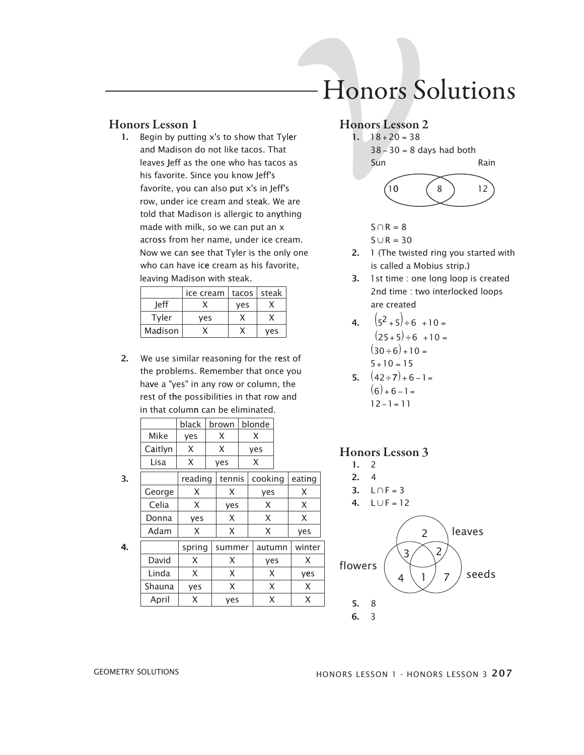# Honors Solutions

## Honors Lesson 1

1. Begin by putting x's to show that Tyler and Madison do not like tacos. That leaves Jeff as the one who has tacos as his favorite. Since you know Jeff's favorite, you can also put x's in Jeff's row, under ice cream and steak. We are told that Madison is allergic to anything made with milk, so we can put an x across from her name, under ice cream. Now we can see that Tyler is the only one who can have ice cream as his favorite, leaving Madison with steak.

| | ice cream | tacos | steak |
|---|---|---|---|
| Jeff | X | yes | X |
| Tyler | yes | X | X |
| Madison | X | X | yes |

2. We use similar reasoning for the rest of the problems. Remember that once you have a "yes" in any row or column, the rest of the possibilities in that row and in that column can be eliminated.

| | black | brown | blonde |
|---|---|---|---|
| Mike | yes | X | X |
| Caitlyn | X | X | yes |
| Lisa | X | yes | X |

3.

| | reading | tennis | cooking | eating |
|---|---|---|---|---|
| George | X | X | yes | X |
| Celia | X | yes | X | X |
| Donna | yes | X | X | X |
| Adam | X | X | X | yes |

4.

| | spring | summer | autumn | winter |
|---|---|---|---|---|
| David | X | X | yes | X |
| Linda | X | X | X | yes |
| Shauna | yes | X | X | X |
| April | X | yes | X | X |

## Honors Lesson 2

1. $18 + 20 = 38$
   $38 - 30 = 8$ days had both

   Sun: 10, both: 8, Rain: 12

   $S \cap R = 8$
   $S \cup R = 30$
2. 1 (The twisted ring you started with is called a Mobius strip.)
3. 1st time : one long loop is created
   2nd time : two interlocked loops are created
4. $(5^2 + 5) \div 6 + 10 =$
   $(25 + 5) \div 6 + 10 =$
   $(30 \div 6) + 10 =$
   $5 + 10 = 15$
5. $(42 \div 7) + 6 - 1 =$
   $(6) + 6 - 1 =$
   $12 - 1 = 11$

## Honors Lesson 3

1. 2
2. 4
3. $L \cap F = 3$
4. $L \cup F = 12$

   Venn diagram (leaves, flowers, seeds): leaves only 2; leaves and flowers 3; leaves and seeds 2; flowers only 4; all three 1; seeds only 7
5. 8
6. 3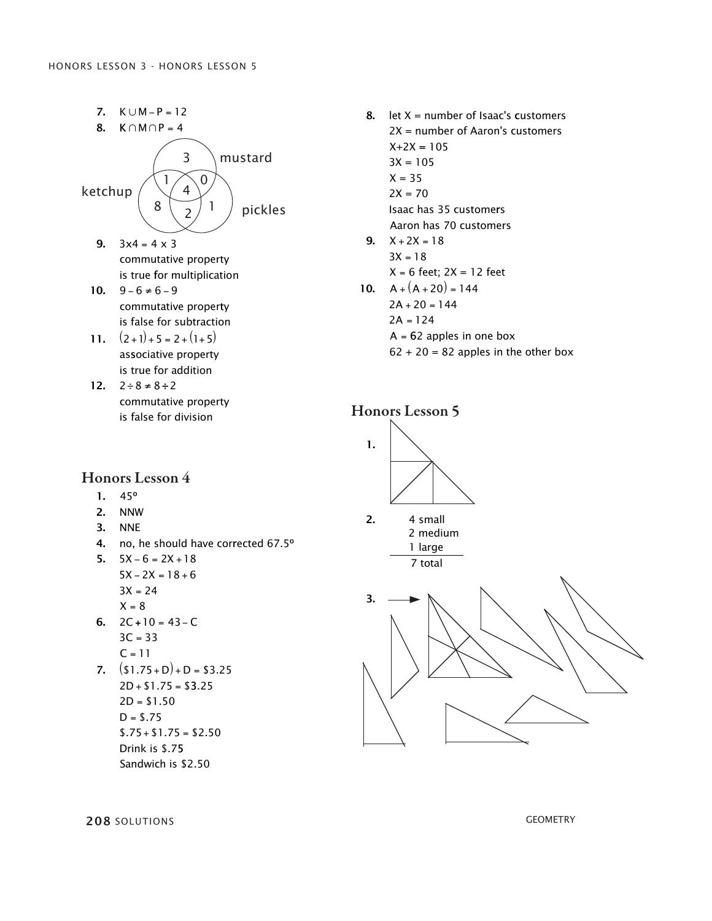7. $K \cup M - P = 12$
8. $K \cap M \cap P = 4$

ketchup — mustard — pickles

3, 1, 0, 4, 8, 2, 1

9. $3 \times 4 = 4 \times 3$
   commutative property
   is true for multiplication
10. $9 - 6 \neq 6 - 9$
    commutative property
    is false for subtraction
11. $(2+1)+5 = 2+(1+5)$
    associative property
    is true for addition
12. $2 \div 8 \neq 8 \div 2$
    commutative property
    is false for division

## Honors Lesson 4

1. 45º
2. NNW
3. NNE
4. no, he should have corrected 67.5º
5. $5X - 6 = 2X + 18$
   $5X - 2X = 18 + 6$
   $3X = 24$
   $X = 8$
6. $2C + 10 = 43 - C$
   $3C = 33$
   $C = 11$
7. $(\$1.75 + D) + D = \$3.25$
   $2D + \$1.75 = \$3.25$
   $2D = \$1.50$
   $D = \$.75$
   $\$.75 + \$1.75 = \$2.50$
   Drink is $.75
   Sandwich is $2.50
8. let X = number of Isaac's customers
   2X = number of Aaron's customers
   $X + 2X = 105$
   $3X = 105$
   $X = 35$
   $2X = 70$
   Isaac has 35 customers
   Aaron has 70 customers
9. $X + 2X = 18$
   $3X = 18$
   $X = 6$ feet; $2X = 12$ feet
10. $A + (A + 20) = 144$
    $2A + 20 = 144$
    $2A = 124$
    $A = 62$ apples in one box
    $62 + 20 = 82$ apples in the other box

## Honors Lesson 5

1.

2. 4 small
   2 medium
   1 large
   7 total

3.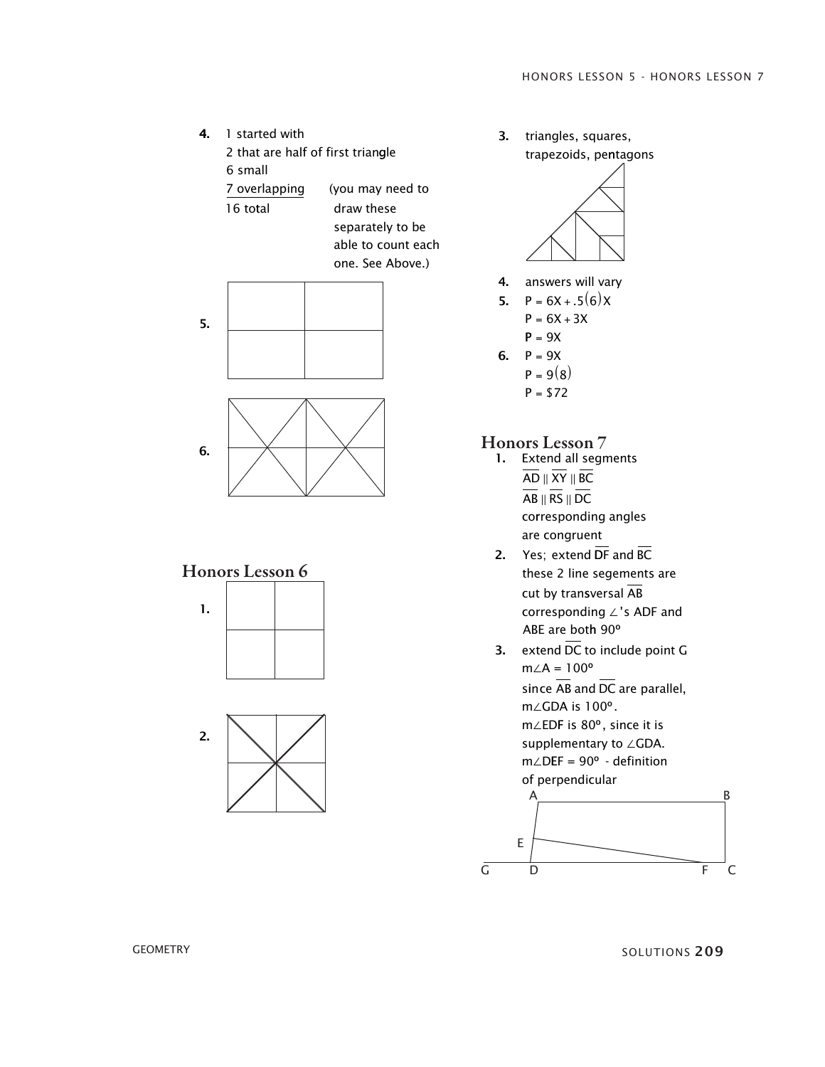4. 1 started with
   2 that are half of first triangle
   6 small
   7 overlapping (you may need to draw these separately to be able to count each one. See Above.)
   16 total

5.

6.

## Honors Lesson 6

1.

2.

3. triangles, squares, trapezoids, pentagons

4. answers will vary

5. $P = 6X + .5(6)X$
   $P = 6X + 3X$
   $P = 9X$

6. $P = 9X$
   $P = 9(8)$
   $P = \$72$

## Honors Lesson 7

1. Extend all segments
   $\overline{AD} \parallel \overline{XY} \parallel \overline{BC}$
   $\overline{AB} \parallel \overline{RS} \parallel \overline{DC}$
   corresponding angles are congruent

2. Yes; extend $\overline{DF}$ and $\overline{BC}$
   these 2 line segements are cut by transversal $\overline{AB}$
   corresponding $\angle$'s ADF and ABE are both 90º

3. extend $\overline{DC}$ to include point G
   $m\angle A = 100º$
   since $\overline{AB}$ and $\overline{DC}$ are parallel, $m\angle GDA$ is 100º.
   $m\angle EDF$ is 80º, since it is supplementary to $\angle GDA$.
   $m\angle DEF = 90º$ - definition of perpendicular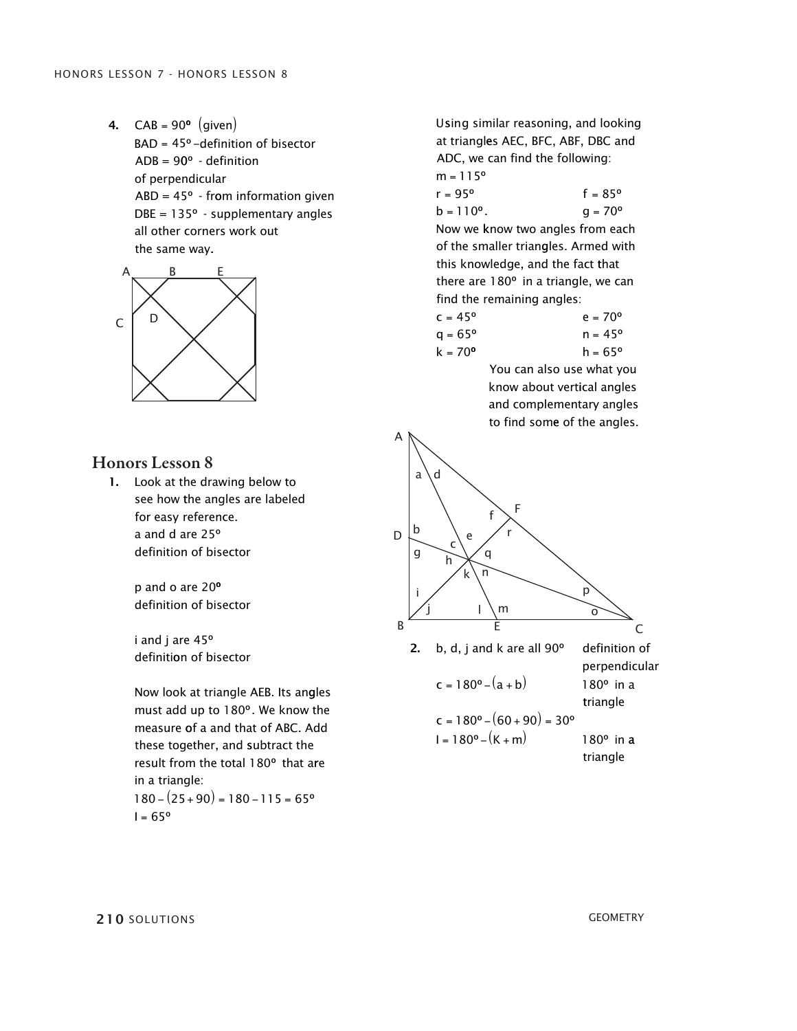4. CAB = 90º (given)
   BAD = 45º –definition of bisector
   ADB = 90º - definition of perpendicular
   ABD = 45º - from information given
   DBE = 135º - supplementary angles
   all other corners work out the same way.

## Honors Lesson 8

1. Look at the drawing below to see how the angles are labeled for easy reference.

   a and d are 25º
   definition of bisector

   p and o are 20º
   definition of bisector

   i and j are 45º
   definition of bisector

   Now look at triangle AEB. Its angles must add up to 180º. We know the measure of a and that of ABC. Add these together, and subtract the result from the total 180º that are in a triangle:

   $180 - (25 + 90) = 180 - 115 = 65º$

   $l = 65º$

   Using similar reasoning, and looking at triangles AEC, BFC, ABF, DBC and ADC, we can find the following:

   m = 115º

   r = 95º  f = 85º

   b = 110º.  g = 70º

   Now we know two angles from each of the smaller triangles. Armed with this knowledge, and the fact that there are 180º in a triangle, we can find the remaining angles:

   c = 45º  e = 70º

   q = 65º  n = 45º

   k = 70º  h = 65º

   You can also use what you know about vertical angles and complementary angles to find some of the angles.

2. b, d, j and k are all 90º — definition of perpendicular

   $c = 180º - (a + b)$ — 180º in a triangle

   $c = 180º - (60 + 90) = 30º$

   $l = 180º - (K + m)$ — 180º in a triangle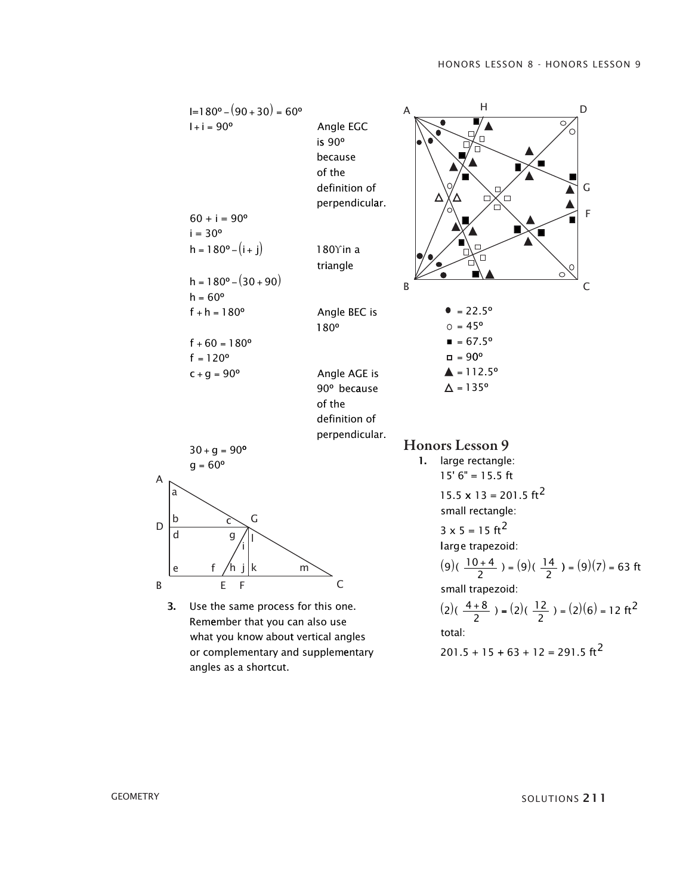$l = 180° - (90 + 30) = 60°$

$l + i = 90°$ — Angle EGC is 90° because of the definition of perpendicular.

$60 + i = 90°$

$i = 30°$

$h = 180° - (i + j)$ — 180°in a triangle

$h = 180° - (30 + 90)$

$h = 60°$

$f + h = 180°$ — Angle BEC is 180°

$f + 60 = 180°$

$f = 120°$

$c + g = 90°$ — Angle AGE is 90° because of the definition of perpendicular.

$30 + g = 90°$

$g = 60°$

3. Use the same process for this one. Remember that you can also use what you know about vertical angles or complementary and supplementary angles as a shortcut.

● = 22.5°
○ = 45°
■ = 67.5°
□ = 90°
▲ = 112.5°
△ = 135°

## Honors Lesson 9

1. large rectangle:

   15' 6" = 15.5 ft

   $15.5 \times 13 = 201.5 \text{ ft}^2$

   small rectangle:

   $3 \times 5 = 15 \text{ ft}^2$

   large trapezoid:

   $(9)\left(\frac{10+4}{2}\right) = (9)\left(\frac{14}{2}\right) = (9)(7) = 63 \text{ ft}$

   small trapezoid:

   $(2)\left(\frac{4+8}{2}\right) = (2)\left(\frac{12}{2}\right) = (2)(6) = 12 \text{ ft}^2$

   total:

   $201.5 + 15 + 63 + 12 = 291.5 \text{ ft}^2$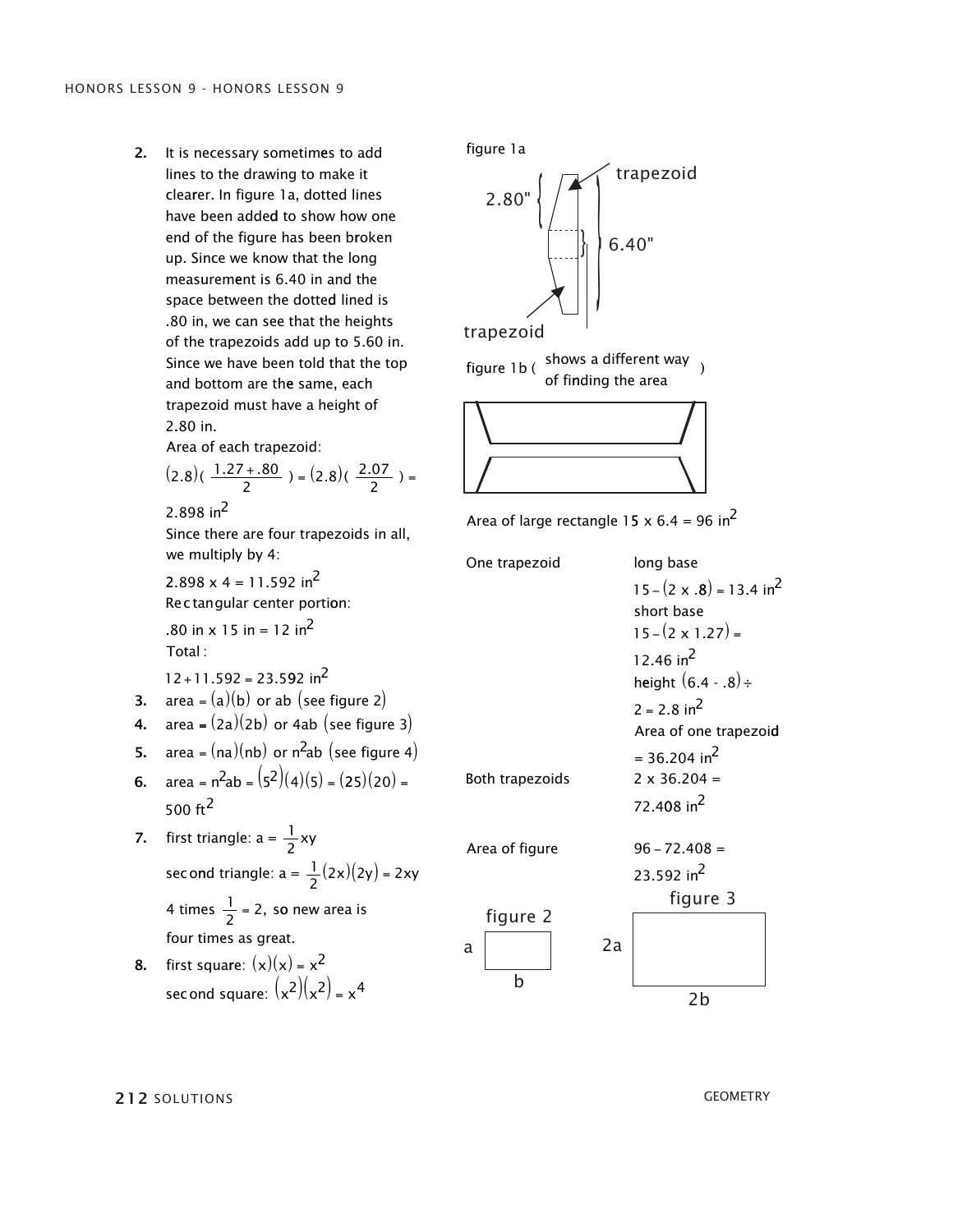2. It is necessary sometimes to add lines to the drawing to make it clearer. In figure 1a, dotted lines have been added to show how one end of the figure has been broken up. Since we know that the long measurement is 6.40 in and the space between the dotted lined is .80 in, we can see that the heights of the trapezoids add up to 5.60 in. Since we have been told that the top and bottom are the same, each trapezoid must have a height of 2.80 in.

   Area of each trapezoid:

   $(2.8)\left(\frac{1.27+.80}{2}\right) = (2.8)\left(\frac{2.07}{2}\right) =$

   $2.898 \text{ in}^2$

   Since there are four trapezoids in all, we multiply by 4:

   $2.898 \times 4 = 11.592 \text{ in}^2$

   Rectangular center portion:

   $.80 \text{ in} \times 15 \text{ in} = 12 \text{ in}^2$

   Total:

   $12 + 11.592 = 23.592 \text{ in}^2$

3. area $= (a)(b)$ or $ab$ (see figure 2)
4. area $= (2a)(2b)$ or $4ab$ (see figure 3)
5. area $= (na)(nb)$ or $n^2ab$ (see figure 4)
6. area $= n^2ab = (5^2)(4)(5) = (25)(20) = 500 \text{ ft}^2$
7. first triangle: $a = \frac{1}{2}xy$

   second triangle: $a = \frac{1}{2}(2x)(2y) = 2xy$

   4 times $\frac{1}{2} = 2$, so new area is four times as great.
8. first square: $(x)(x) = x^2$

   second square: $(x^2)(x^2) = x^4$

figure 1a

trapezoid

2.80"

6.40"

trapezoid

figure 1b ( shows a different way of finding the area )

Area of large rectangle $15 \times 6.4 = 96 \text{ in}^2$

One trapezoid

long base

$15 - (2 \times .8) = 13.4 \text{ in}^2$

short base

$15 - (2 \times 1.27) = 12.46 \text{ in}^2$

height $(6.4 - .8) \div 2 = 2.8 \text{ in}^2$

Area of one trapezoid $= 36.204 \text{ in}^2$

Both trapezoids $2 \times 36.204 = 72.408 \text{ in}^2$

Area of figure $96 - 72.408 = 23.592 \text{ in}^2$

figure 2

a, b

figure 3

2a, 2b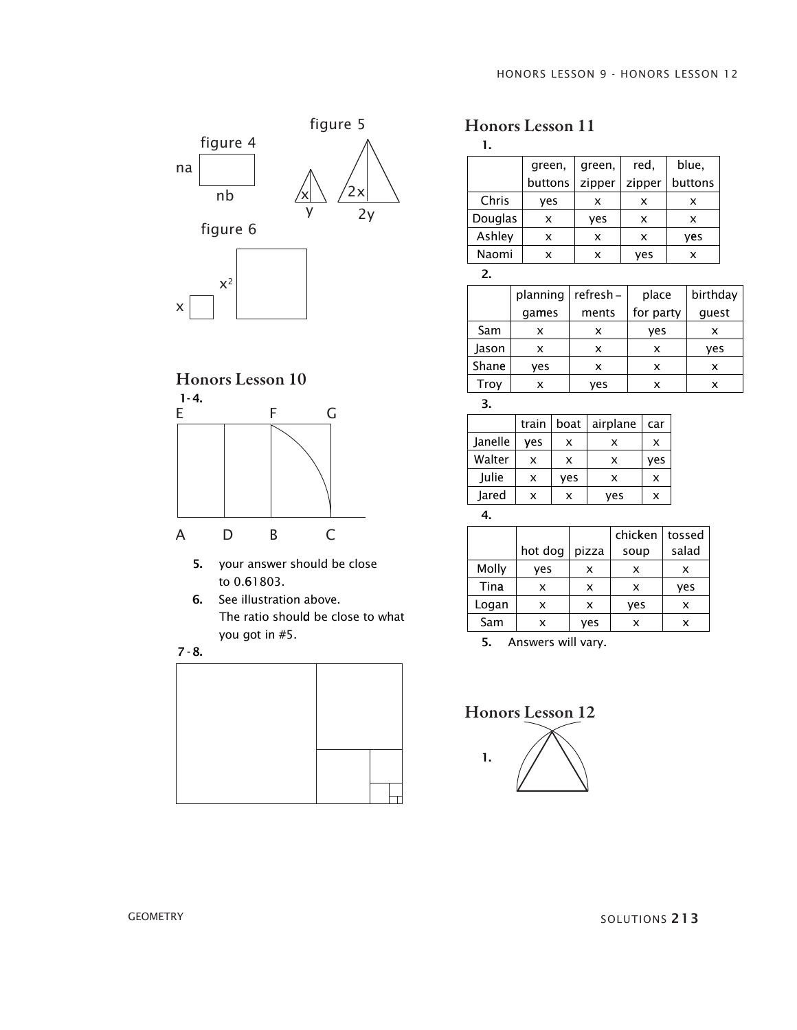figure 4

na

nb

figure 5

x

y

2x

2y

figure 6

x

$x^2$

## Honors Lesson 10

1-4.

E F G

A D B C

5. your answer should be close to 0.61803.
6. See illustration above. The ratio should be close to what you got in #5.

7-8.

## Honors Lesson 11

1.

| | green, buttons | green, zipper | red, zipper | blue, buttons |
|---|---|---|---|---|
| Chris | yes | x | x | x |
| Douglas | x | yes | x | x |
| Ashley | x | x | x | yes |
| Naomi | x | x | yes | x |

2.

| | planning games | refresh – ments | place for party | birthday guest |
|---|---|---|---|---|
| Sam | x | x | yes | x |
| Jason | x | x | x | yes |
| Shane | yes | x | x | x |
| Troy | x | yes | x | x |

3.

| | train | boat | airplane | car |
|---|---|---|---|---|
| Janelle | yes | x | x | x |
| Walter | x | x | x | yes |
| Julie | x | yes | x | x |
| Jared | x | x | yes | x |

4.

| | hot dog | pizza | chicken soup | tossed salad |
|---|---|---|---|---|
| Molly | yes | x | x | x |
| Tina | x | x | x | yes |
| Logan | x | x | yes | x |
| Sam | x | yes | x | x |

5. Answers will vary.

## Honors Lesson 12

1.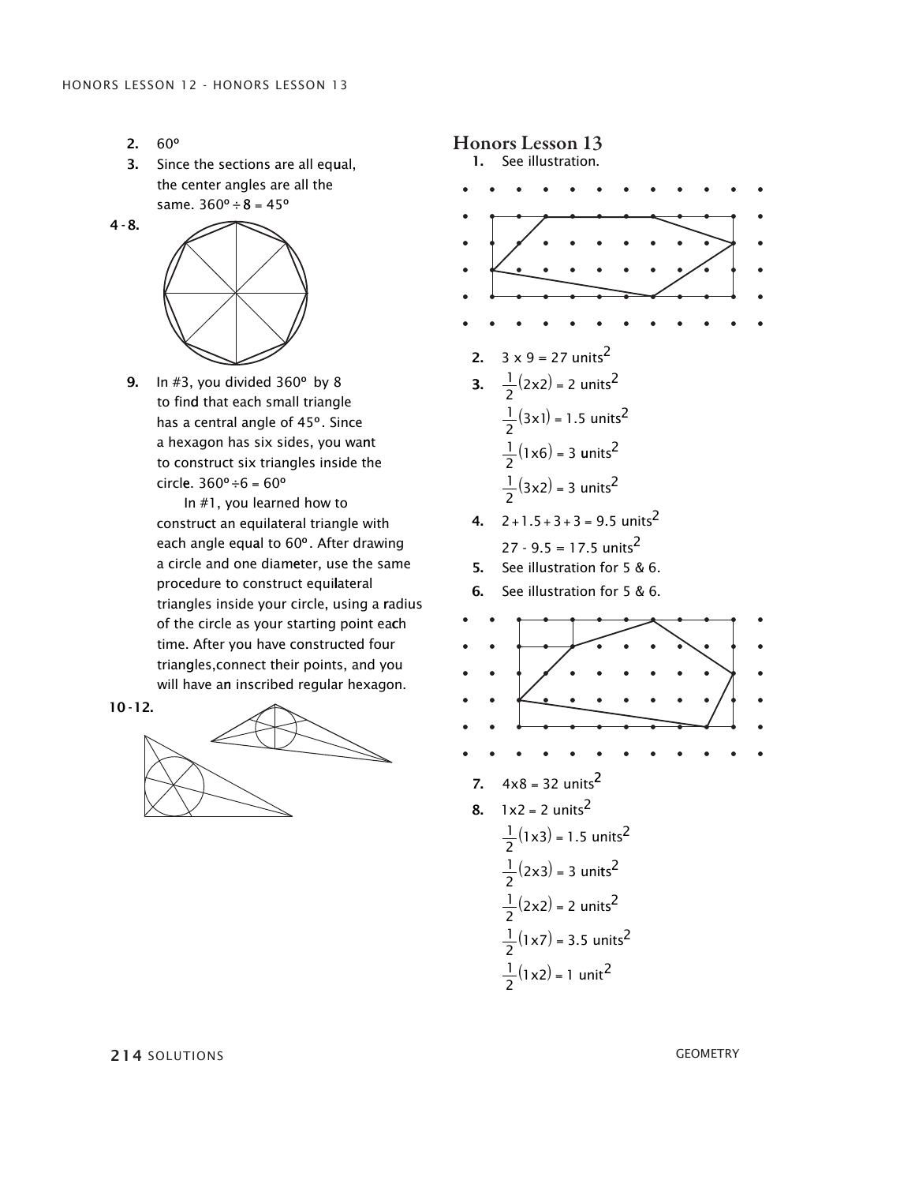2. 60º
3. Since the sections are all equal, the center angles are all the same. $360° \div 8 = 45°$

4 - 8.

9. In #3, you divided 360º by 8 to find that each small triangle has a central angle of 45º. Since a hexagon has six sides, you want to construct six triangles inside the circle. $360° \div 6 = 60°$

   In #1, you learned how to construct an equilateral triangle with each angle equal to 60º. After drawing a circle and one diameter, use the same procedure to construct equilateral triangles inside your circle, using a radius of the circle as your starting point each time. After you have constructed four triangles,connect their points, and you will have an inscribed regular hexagon.

10 - 12.

## Honors Lesson 13

1. See illustration.
2. $3 \times 9 = 27$ units$^2$
3. $\frac{1}{2}(2 \times 2) = 2$ units$^2$

   $\frac{1}{2}(3 \times 1) = 1.5$ units$^2$

   $\frac{1}{2}(1 \times 6) = 3$ units$^2$

   $\frac{1}{2}(3 \times 2) = 3$ units$^2$
4. $2 + 1.5 + 3 + 3 = 9.5$ units$^2$

   $27 - 9.5 = 17.5$ units$^2$
5. See illustration for 5 & 6.
6. See illustration for 5 & 6.
7. $4 \times 8 = 32$ units$^2$
8. $1 \times 2 = 2$ units$^2$

   $\frac{1}{2}(1 \times 3) = 1.5$ units$^2$

   $\frac{1}{2}(2 \times 3) = 3$ units$^2$

   $\frac{1}{2}(2 \times 2) = 2$ units$^2$

   $\frac{1}{2}(1 \times 7) = 3.5$ units$^2$

   $\frac{1}{2}(1 \times 2) = 1$ unit$^2$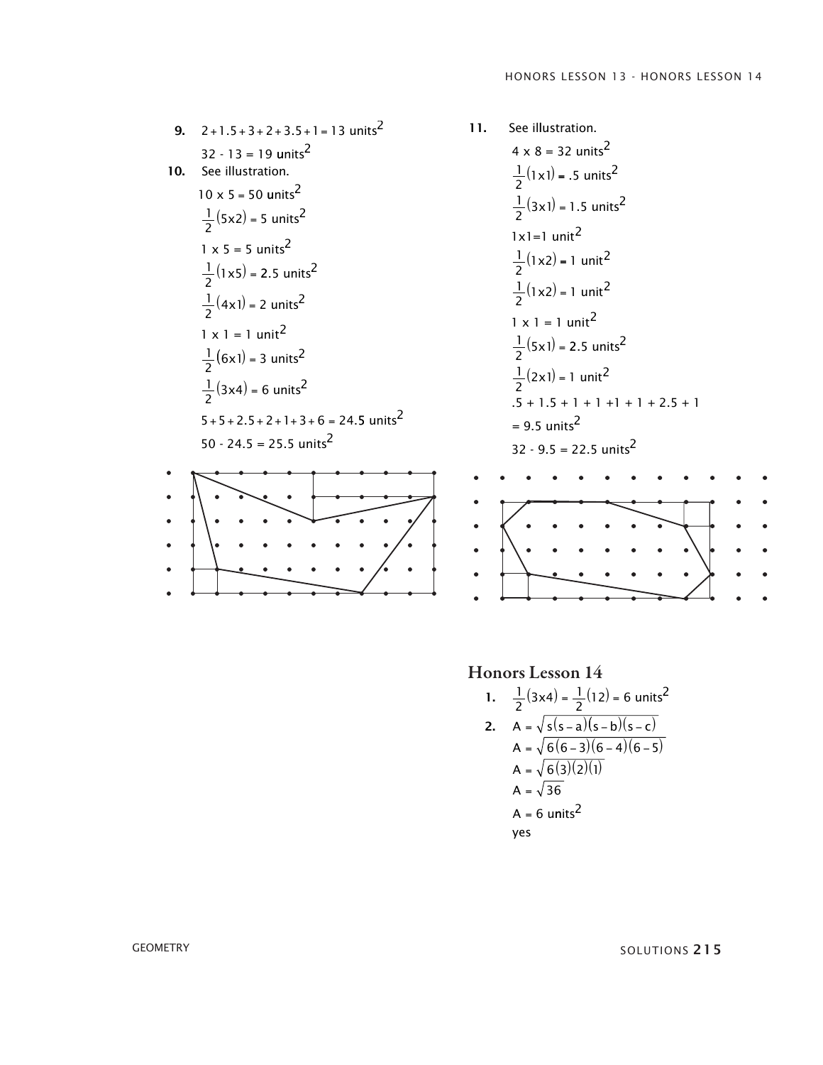**9.** $2 + 1.5 + 3 + 2 + 3.5 + 1 = 13 \text{ units}^2$

$32 - 13 = 19 \text{ units}^2$

**10.** See illustration.

$10 \times 5 = 50 \text{ units}^2$

$\frac{1}{2}(5 \times 2) = 5 \text{ units}^2$

$1 \times 5 = 5 \text{ units}^2$

$\frac{1}{2}(1 \times 5) = 2.5 \text{ units}^2$

$\frac{1}{2}(4 \times 1) = 2 \text{ units}^2$

$1 \times 1 = 1 \text{ unit}^2$

$\frac{1}{2}(6 \times 1) = 3 \text{ units}^2$

$\frac{1}{2}(3 \times 4) = 6 \text{ units}^2$

$5 + 5 + 2.5 + 2 + 1 + 3 + 6 = 24.5 \text{ units}^2$

$50 - 24.5 = 25.5 \text{ units}^2$

**11.** See illustration.

$4 \times 8 = 32 \text{ units}^2$

$\frac{1}{2}(1 \times 1) = .5 \text{ units}^2$

$\frac{1}{2}(3 \times 1) = 1.5 \text{ units}^2$

$1 \times 1 = 1 \text{ unit}^2$

$\frac{1}{2}(1 \times 2) = 1 \text{ unit}^2$

$\frac{1}{2}(1 \times 2) = 1 \text{ unit}^2$

$1 \times 1 = 1 \text{ unit}^2$

$\frac{1}{2}(5 \times 1) = 2.5 \text{ units}^2$

$\frac{1}{2}(2 \times 1) = 1 \text{ unit}^2$

$.5 + 1.5 + 1 + 1 + 1 + 1 + 2.5 + 1$

$= 9.5 \text{ units}^2$

$32 - 9.5 = 22.5 \text{ units}^2$

## Honors Lesson 14

**1.** $\frac{1}{2}(3 \times 4) = \frac{1}{2}(12) = 6 \text{ units}^2$

**2.** $A = \sqrt{s(s-a)(s-b)(s-c)}$

$A = \sqrt{6(6-3)(6-4)(6-5)}$

$A = \sqrt{6(3)(2)(1)}$

$A = \sqrt{36}$

$A = 6 \text{ units}^2$

yes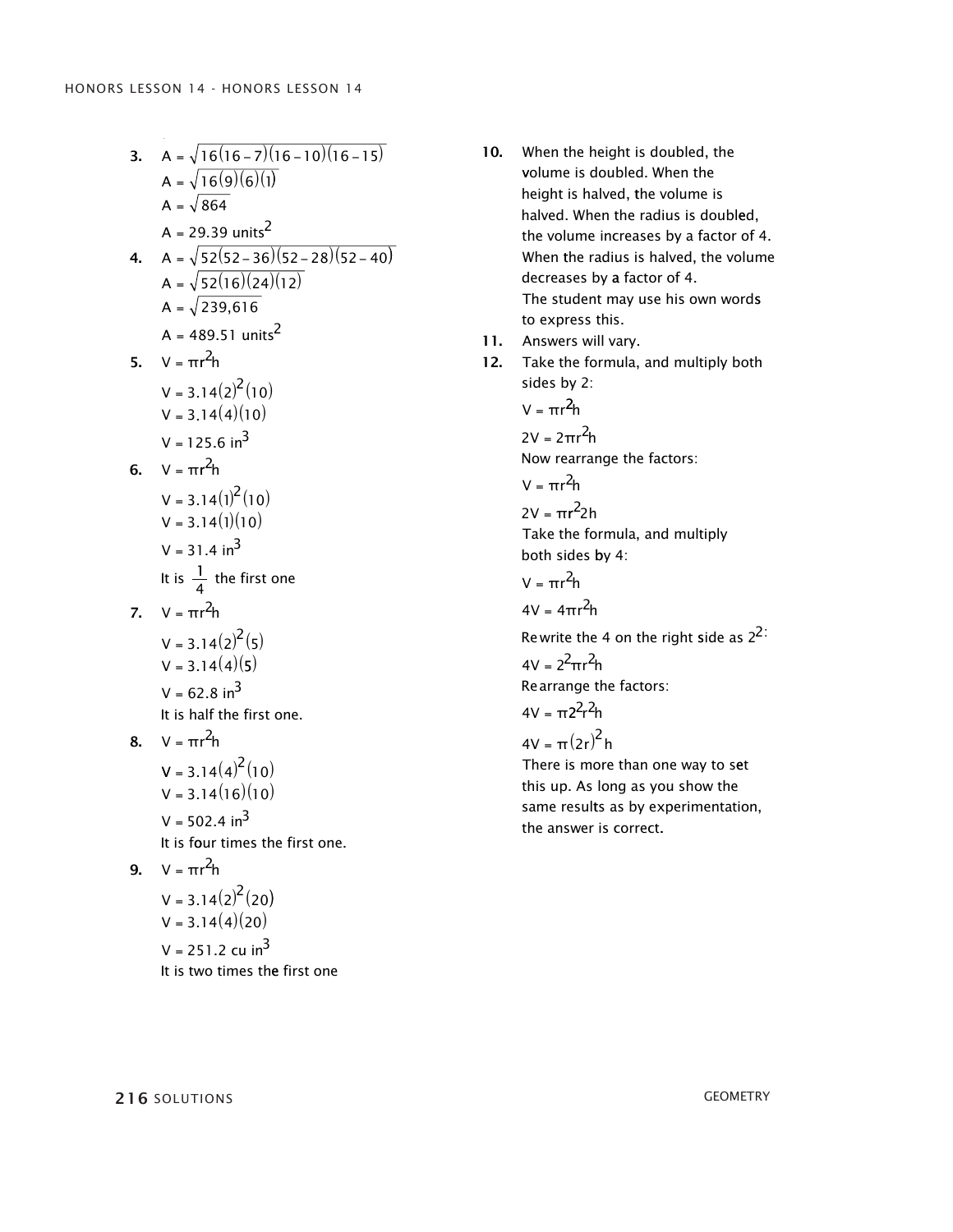3. $A = \sqrt{16(16-7)(16-10)(16-15)}$
   $A = \sqrt{16(9)(6)(1)}$
   $A = \sqrt{864}$
   $A = 29.39 \text{ units}^2$

4. $A = \sqrt{52(52-36)(52-28)(52-40)}$
   $A = \sqrt{52(16)(24)(12)}$
   $A = \sqrt{239{,}616}$
   $A = 489.51 \text{ units}^2$

5. $V = \pi r^2 h$
   $V = 3.14(2)^2(10)$
   $V = 3.14(4)(10)$
   $V = 125.6 \text{ in}^3$

6. $V = \pi r^2 h$
   $V = 3.14(1)^2(10)$
   $V = 3.14(1)(10)$
   $V = 31.4 \text{ in}^3$
   It is $\frac{1}{4}$ the first one

7. $V = \pi r^2 h$
   $V = 3.14(2)^2(5)$
   $V = 3.14(4)(5)$
   $V = 62.8 \text{ in}^3$
   It is half the first one.

8. $V = \pi r^2 h$
   $V = 3.14(4)^2(10)$
   $V = 3.14(16)(10)$
   $V = 502.4 \text{ in}^3$
   It is four times the first one.

9. $V = \pi r^2 h$
   $V = 3.14(2)^2(20)$
   $V = 3.14(4)(20)$
   $V = 251.2 \text{ cu in}^3$
   It is two times the first one

10. When the height is doubled, the volume is doubled. When the height is halved, the volume is halved. When the radius is doubled, the volume increases by a factor of 4. When the radius is halved, the volume decreases by a factor of 4.
    The student may use his own words to express this.

11. Answers will vary.

12. Take the formula, and multiply both sides by 2:
    $V = \pi r^2 h$
    $2V = 2\pi r^2 h$
    Now rearrange the factors:
    $V = \pi r^2 h$
    $2V = \pi r^2 2h$
    Take the formula, and multiply both sides by 4:
    $V = \pi r^2 h$
    $4V = 4\pi r^2 h$
    Rewrite the 4 on the right side as $2^2$:
    $4V = 2^2 \pi r^2 h$
    Rearrange the factors:
    $4V = \pi 2^2 r^2 h$
    $4V = \pi (2r)^2 h$
    There is more than one way to set this up. As long as you show the same results as by experimentation, the answer is correct.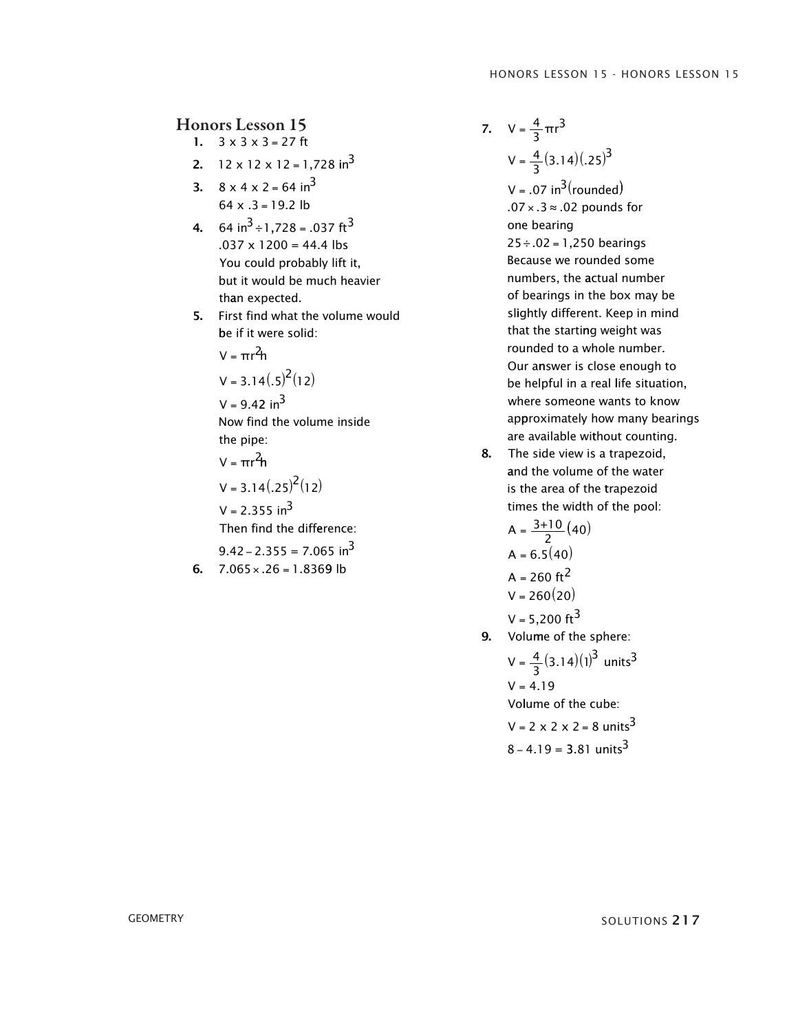## Honors Lesson 15

1. $3 \times 3 \times 3 = 27$ ft
2. $12 \times 12 \times 12 = 1{,}728$ in$^3$
3. $8 \times 4 \times 2 = 64$ in$^3$
   $64 \times .3 = 19.2$ lb
4. $64$ in$^3 \div 1{,}728 = .037$ ft$^3$
   $.037 \times 1200 = 44.4$ lbs
   You could probably lift it, but it would be much heavier than expected.
5. First find what the volume would be if it were solid:
   $V = \pi r^2 h$
   $V = 3.14(.5)^2(12)$
   $V = 9.42$ in$^3$
   Now find the volume inside the pipe:
   $V = \pi r^2 h$
   $V = 3.14(.25)^2(12)$
   $V = 2.355$ in$^3$
   Then find the difference:
   $9.42 - 2.355 = 7.065$ in$^3$
6. $7.065 \times .26 = 1.8369$ lb
7. $V = \frac{4}{3}\pi r^3$
   $V = \frac{4}{3}(3.14)(.25)^3$
   $V = .07$ in$^3$(rounded)
   $.07 \times .3 \approx .02$ pounds for one bearing
   $25 \div .02 = 1{,}250$ bearings
   Because we rounded some numbers, the actual number of bearings in the box may be slightly different. Keep in mind that the starting weight was rounded to a whole number. Our answer is close enough to be helpful in a real life situation, where someone wants to know approximately how many bearings are available without counting.
8. The side view is a trapezoid, and the volume of the water is the area of the trapezoid times the width of the pool:
   $A = \frac{3+10}{2}(40)$
   $A = 6.5(40)$
   $A = 260$ ft$^2$
   $V = 260(20)$
   $V = 5{,}200$ ft$^3$
9. Volume of the sphere:
   $V = \frac{4}{3}(3.14)(1)^3$ units$^3$
   $V = 4.19$
   Volume of the cube:
   $V = 2 \times 2 \times 2 = 8$ units$^3$
   $8 - 4.19 = 3.81$ units$^3$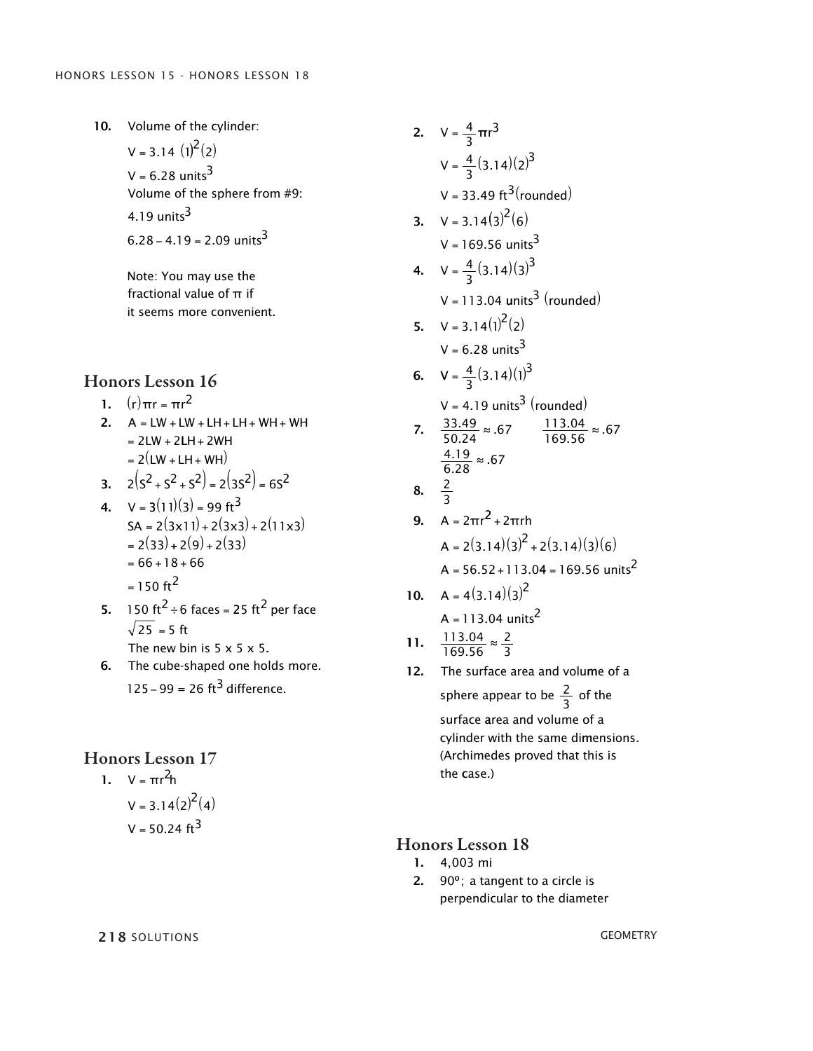10. Volume of the cylinder:

    $V = 3.14\,(1)^2(2)$

    $V = 6.28$ units$^3$

    Volume of the sphere from #9:

    $4.19$ units$^3$

    $6.28 - 4.19 = 2.09$ units$^3$

    Note: You may use the fractional value of π if it seems more convenient.

## Honors Lesson 16

1. $(r)\pi r = \pi r^2$
2. $A = LW + LW + LH + LH + WH + WH$
   $= 2LW + 2LH + 2WH$
   $= 2(LW + LH + WH)$
3. $2(s^2 + s^2 + s^2) = 2(3s^2) = 6s^2$
4. $V = 3(11)(3) = 99$ ft$^3$
   $SA = 2(3\text{x}11) + 2(3\text{x}3) + 2(11\text{x}3)$
   $= 2(33) + 2(9) + 2(33)$
   $= 66 + 18 + 66$
   $= 150$ ft$^2$
5. $150$ ft$^2 \div 6$ faces $= 25$ ft$^2$ per face
   $\sqrt{25} = 5$ ft
   The new bin is 5 x 5 x 5.
6. The cube-shaped one holds more.
   $125 - 99 = 26$ ft$^3$ difference.

## Honors Lesson 17

1. $V = \pi r^2 h$
   $V = 3.14(2)^2(4)$
   $V = 50.24$ ft$^3$
2. $V = \frac{4}{3}\pi r^3$
   $V = \frac{4}{3}(3.14)(2)^3$
   $V = 33.49$ ft$^3$(rounded)
3. $V = 3.14(3)^2(6)$
   $V = 169.56$ units$^3$
4. $V = \frac{4}{3}(3.14)(3)^3$
   $V = 113.04$ units$^3$ (rounded)
5. $V = 3.14(1)^2(2)$
   $V = 6.28$ units$^3$
6. $V = \frac{4}{3}(3.14)(1)^3$
   $V = 4.19$ units$^3$ (rounded)
7. $\frac{33.49}{50.24} \approx .67$ $\quad \frac{113.04}{169.56} \approx .67$
   $\frac{4.19}{6.28} \approx .67$
8. $\frac{2}{3}$
9. $A = 2\pi r^2 + 2\pi rh$
   $A = 2(3.14)(3)^2 + 2(3.14)(3)(6)$
   $A = 56.52 + 113.04 = 169.56$ units$^2$
10. $A = 4(3.14)(3)^2$
    $A = 113.04$ units$^2$
11. $\frac{113.04}{169.56} \approx \frac{2}{3}$
12. The surface area and volume of a sphere appear to be $\frac{2}{3}$ of the surface area and volume of a cylinder with the same dimensions. (Archimedes proved that this is the case.)

## Honors Lesson 18

1. 4,003 mi
2. 90º; a tangent to a circle is perpendicular to the diameter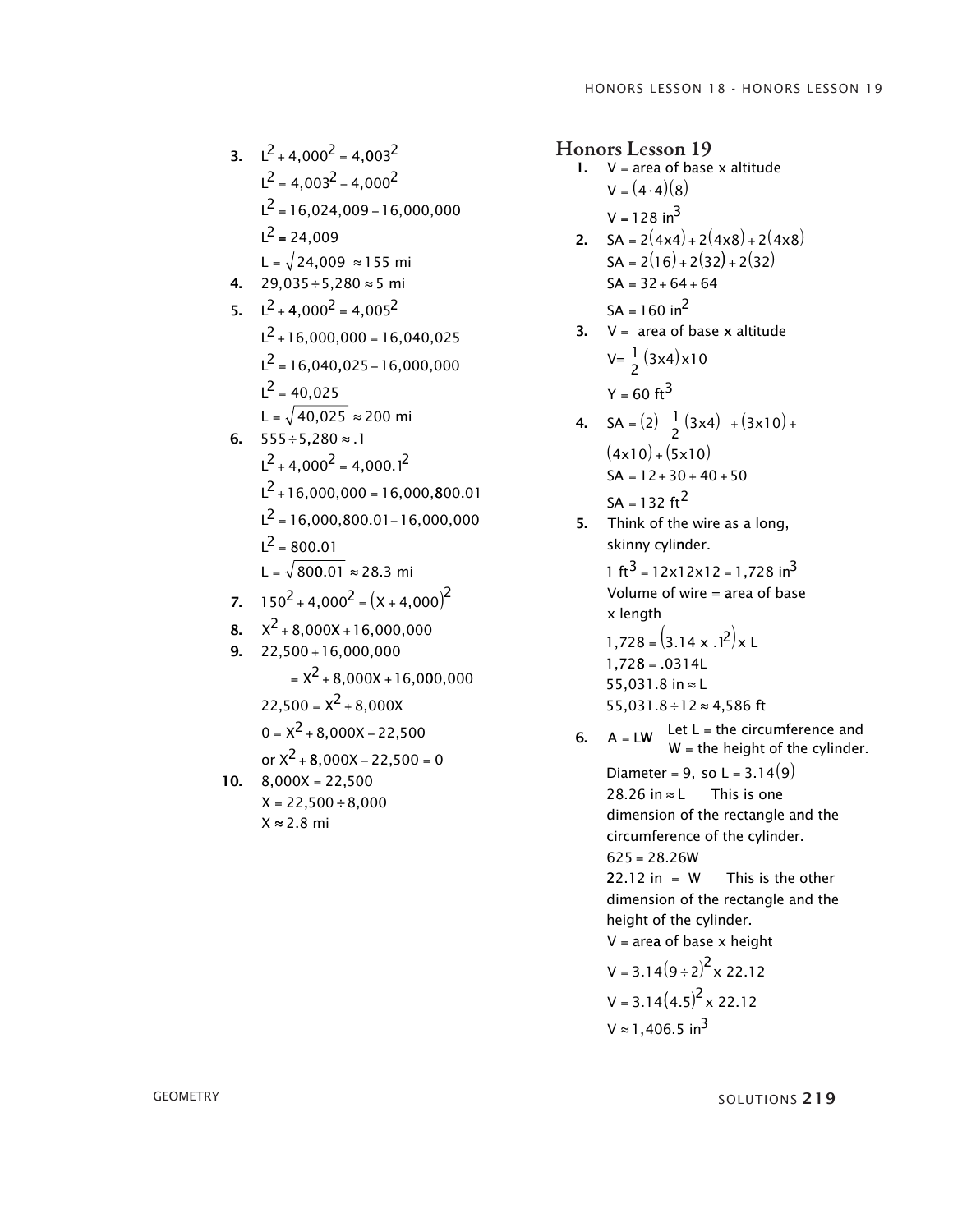3. $L^2 + 4{,}000^2 = 4{,}003^2$

   $L^2 = 4{,}003^2 - 4{,}000^2$

   $L^2 = 16{,}024{,}009 - 16{,}000{,}000$

   $L^2 = 24{,}009$

   $L = \sqrt{24{,}009} \approx 155$ mi

4. $29{,}035 \div 5{,}280 \approx 5$ mi

5. $L^2 + 4{,}000^2 = 4{,}005^2$

   $L^2 + 16{,}000{,}000 = 16{,}040{,}025$

   $L^2 = 16{,}040{,}025 - 16{,}000{,}000$

   $L^2 = 40{,}025$

   $L = \sqrt{40{,}025} \approx 200$ mi

6. $555 \div 5{,}280 \approx .1$

   $L^2 + 4{,}000^2 = 4{,}000.1^2$

   $L^2 + 16{,}000{,}000 = 16{,}000{,}800.01$

   $L^2 = 16{,}000{,}800.01 - 16{,}000{,}000$

   $L^2 = 800.01$

   $L = \sqrt{800.01} \approx 28.3$ mi

7. $150^2 + 4{,}000^2 = (X + 4{,}000)^2$

8. $X^2 + 8{,}000X + 16{,}000{,}000$

9. $22{,}500 + 16{,}000{,}000$

   $= X^2 + 8{,}000X + 16{,}000{,}000$

   $22{,}500 = X^2 + 8{,}000X$

   $0 = X^2 + 8{,}000X - 22{,}500$

   or $X^2 + 8{,}000X - 22{,}500 = 0$

10. $8{,}000X = 22{,}500$

    $X = 22{,}500 \div 8{,}000$

    $X \approx 2.8$ mi

## Honors Lesson 19

1. V = area of base x altitude

   $V = (4 \cdot 4)(8)$

   $V = 128 \text{ in}^3$

2. $SA = 2(4\text{x}4) + 2(4\text{x}8) + 2(4\text{x}8)$

   $SA = 2(16) + 2(32) + 2(32)$

   $SA = 32 + 64 + 64$

   $SA = 160 \text{ in}^2$

3. V = area of base x altitude

   $V = \frac{1}{2}(3\text{x}4)\text{x}10$

   $Y = 60 \text{ ft}^3$

4. $SA = (2)\ \frac{1}{2}(3\text{x}4)\ + (3\text{x}10) +$

   $(4\text{x}10) + (5\text{x}10)$

   $SA = 12 + 30 + 40 + 50$

   $SA = 132 \text{ ft}^2$

5. Think of the wire as a long, skinny cylinder.

   $1 \text{ ft}^3 = 12\text{x}12\text{x}12 = 1{,}728 \text{ in}^3$

   Volume of wire = area of base x length

   $1{,}728 = (3.14 \text{ x } .1^2) \text{x } L$

   $1{,}728 = .0314L$

   $55{,}031.8 \text{ in} \approx L$

   $55{,}031.8 \div 12 \approx 4{,}586$ ft

6. $A = LW$  Let L = the circumference and W = the height of the cylinder.

   Diameter = 9, so $L = 3.14(9)$

   $28.26 \text{ in} \approx L$  This is one dimension of the rectangle and the circumference of the cylinder.

   $625 = 28.26W$

   $22.12 \text{ in} = W$  This is the other dimension of the rectangle and the height of the cylinder.

   V = area of base x height

   $V = 3.14(9 \div 2)^2 \text{ x } 22.12$

   $V = 3.14(4.5)^2 \text{ x } 22.12$

   $V \approx 1{,}406.5 \text{ in}^3$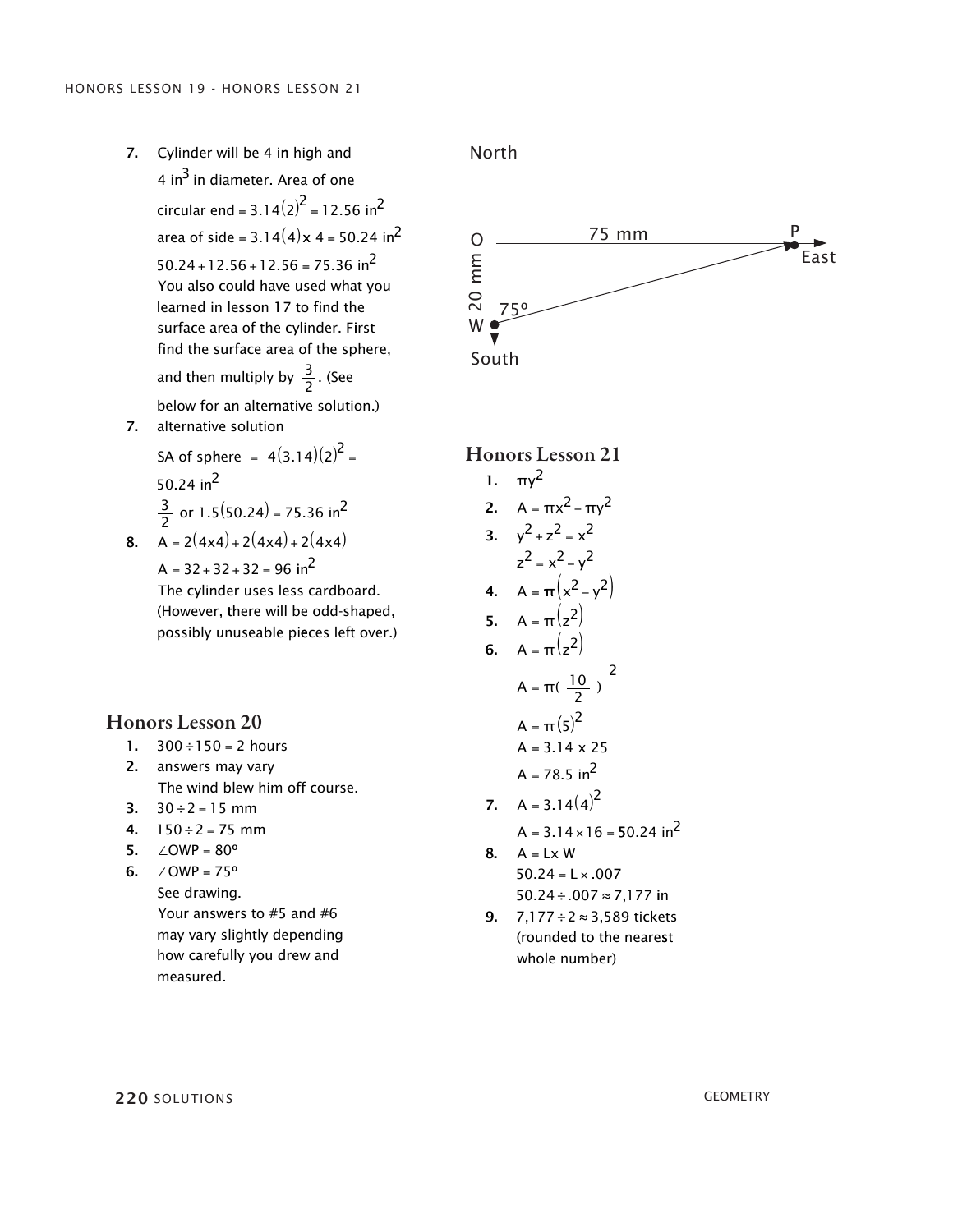7. Cylinder will be 4 in high and $4 \text{ in}^3$ in diameter. Area of one circular end $= 3.14(2)^2 = 12.56 \text{ in}^2$
   area of side $= 3.14(4) \times 4 = 50.24 \text{ in}^2$
   $50.24 + 12.56 + 12.56 = 75.36 \text{ in}^2$
   You also could have used what you learned in lesson 17 to find the surface area of the cylinder. First find the surface area of the sphere, and then multiply by $\frac{3}{2}$. (See below for an alternative solution.)
7. alternative solution
   SA of sphere $= 4(3.14)(2)^2 = 50.24 \text{ in}^2$
   $\frac{3}{2}$ or $1.5(50.24) = 75.36 \text{ in}^2$
8. $A = 2(4\text{x}4) + 2(4\text{x}4) + 2(4\text{x}4)$
   $A = 32 + 32 + 32 = 96 \text{ in}^2$
   The cylinder uses less cardboard. (However, there will be odd-shaped, possibly unuseable pieces left over.)

## Honors Lesson 20

1. $300 \div 150 = 2$ hours
2. answers may vary
   The wind blew him off course.
3. $30 \div 2 = 15$ mm
4. $150 \div 2 = 75$ mm
5. $\angle OWP = 80º$
6. $\angle OWP = 75º$
   See drawing.
   Your answers to #5 and #6 may vary slightly depending how carefully you drew and measured.

North

O — 75 mm — P → East

20 mm

W 75º

South

## Honors Lesson 21

1. $\pi y^2$
2. $A = \pi x^2 - \pi y^2$
3. $y^2 + z^2 = x^2$
   $z^2 = x^2 - y^2$
4. $A = \pi\left(x^2 - y^2\right)$
5. $A = \pi\left(z^2\right)$
6. $A = \pi\left(z^2\right)$
   $A = \pi\left(\frac{10}{2}\right)^2$
   $A = \pi(5)^2$
   $A = 3.14 \times 25$
   $A = 78.5 \text{ in}^2$
7. $A = 3.14(4)^2$
   $A = 3.14 \times 16 = 50.24 \text{ in}^2$
8. $A = L \times W$
   $50.24 = L \times .007$
   $50.24 \div .007 \approx 7{,}177$ in
9. $7{,}177 \div 2 \approx 3{,}589$ tickets (rounded to the nearest whole number)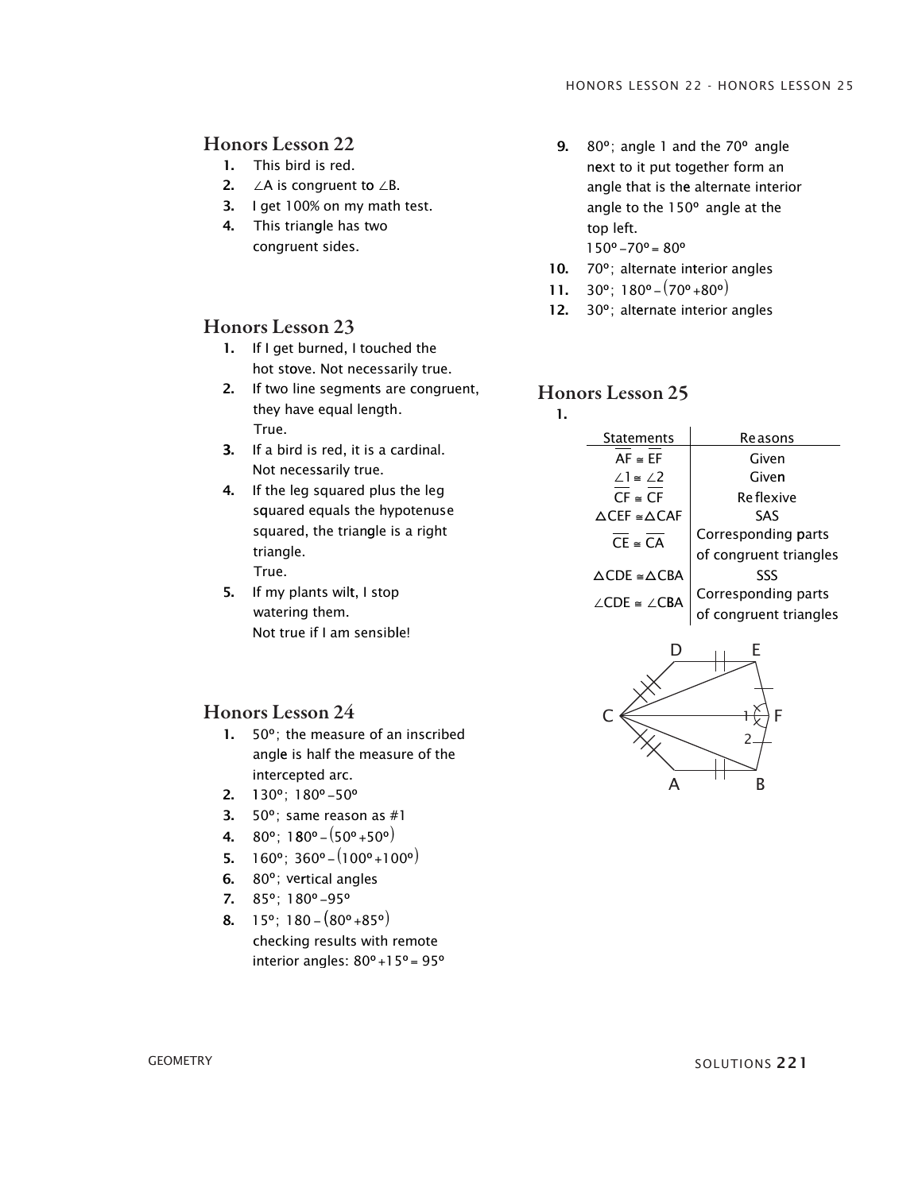## Honors Lesson 22

1. This bird is red.
2. $\angle A$ is congruent to $\angle B$.
3. I get 100% on my math test.
4. This triangle has two congruent sides.

## Honors Lesson 23

1. If I get burned, I touched the hot stove. Not necessarily true.
2. If two line segments are congruent, they have equal length. True.
3. If a bird is red, it is a cardinal. Not necessarily true.
4. If the leg squared plus the leg squared equals the hypotenuse squared, the triangle is a right triangle. True.
5. If my plants wilt, I stop watering them. Not true if I am sensible!

## Honors Lesson 24

1. 50º; the measure of an inscribed angle is half the measure of the intercepted arc.
2. 130º; $180º - 50º$
3. 50º; same reason as #1
4. 80º; $180º - (50º + 50º)$
5. 160º; $360º - (100º + 100º)$
6. 80º; vertical angles
7. 85º; $180º - 95º$
8. 15º; $180 - (80º + 85º)$ checking results with remote interior angles: $80º + 15º = 95º$
9. 80º; angle 1 and the 70º angle next to it put together form an angle that is the alternate interior angle to the 150º angle at the top left. $150º - 70º = 80º$
10. 70º; alternate interior angles
11. 30º; $180º - (70º + 80º)$
12. 30º; alternate interior angles

## Honors Lesson 25

1.

| Statements | Reasons |
|---|---|
| $\overline{AF} \cong \overline{EF}$ | Given |
| $\angle 1 \cong \angle 2$ | Given |
| $\overline{CF} \cong \overline{CF}$ | Reflexive |
| $\triangle CEF \cong \triangle CAF$ | SAS |
| $\overline{CE} \cong \overline{CA}$ | Corresponding parts of congruent triangles |
| $\triangle CDE \cong \triangle CBA$ | SSS |
| $\angle CDE \cong \angle CBA$ | Corresponding parts of congruent triangles |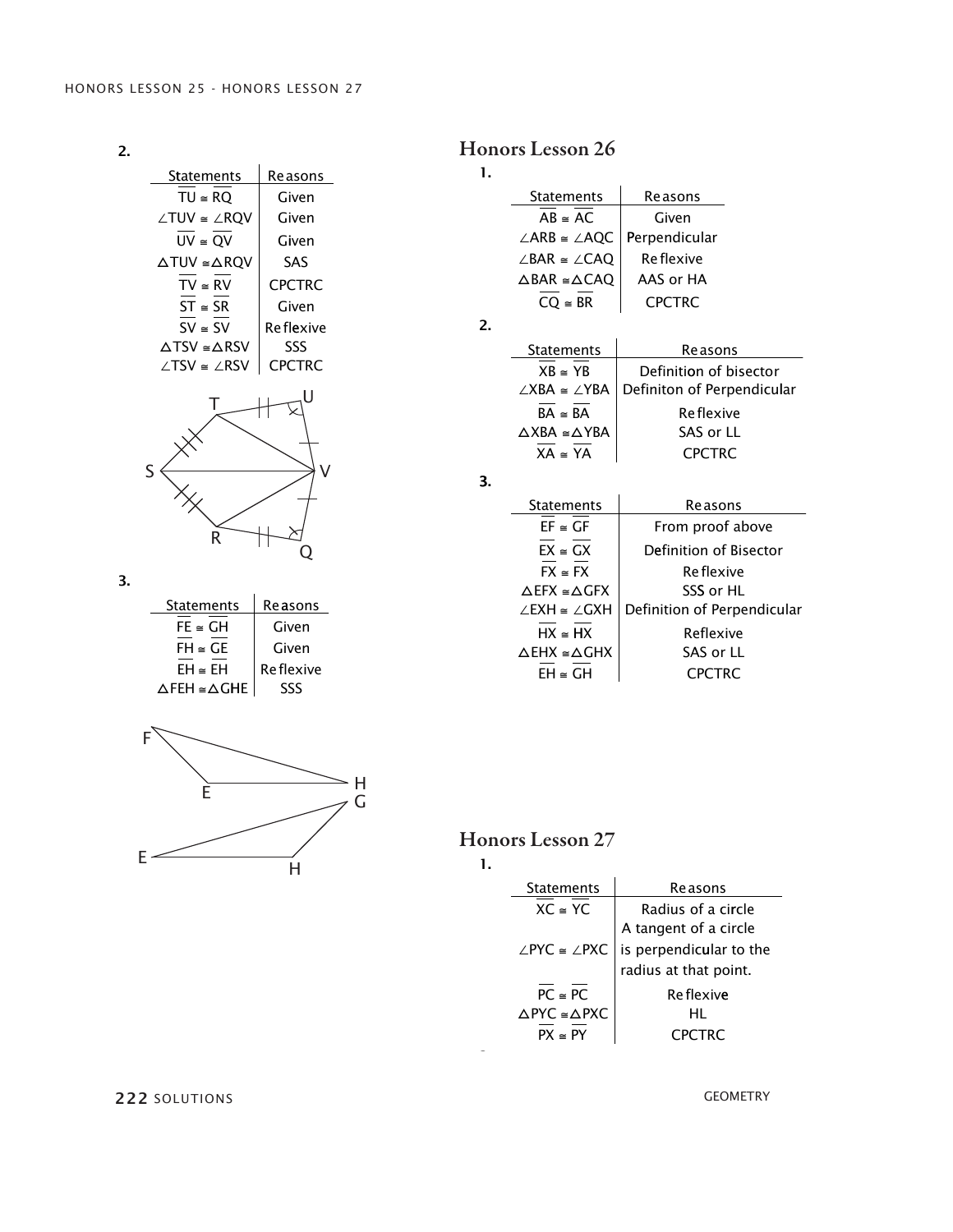**2.**

| Statements | Reasons |
|---|---|
| $\overline{TU} \cong \overline{RQ}$ | Given |
| $\angle TUV \cong \angle RQV$ | Given |
| $\overline{UV} \cong \overline{QV}$ | Given |
| $\triangle TUV \cong \triangle RQV$ | SAS |
| $\overline{TV} \cong \overline{RV}$ | CPCTRC |
| $\overline{ST} \cong \overline{SR}$ | Given |
| $\overline{SV} \cong \overline{SV}$ | Reflexive |
| $\triangle TSV \cong \triangle RSV$ | SSS |
| $\angle TSV \cong \angle RSV$ | CPCTRC |

**3.**

| Statements | Reasons |
|---|---|
| $\overline{FE} \cong \overline{GH}$ | Given |
| $\overline{FH} \cong \overline{GE}$ | Given |
| $\overline{EH} \cong \overline{EH}$ | Reflexive |
| $\triangle FEH \cong \triangle GHE$ | SSS |

## Honors Lesson 26

**1.**

| Statements | Reasons |
|---|---|
| $\overline{AB} \cong \overline{AC}$ | Given |
| $\angle ARB \cong \angle AQC$ | Perpendicular |
| $\angle BAR \cong \angle CAQ$ | Reflexive |
| $\triangle BAR \cong \triangle CAQ$ | AAS or HA |
| $\overline{CQ} \cong \overline{BR}$ | CPCTRC |

**2.**

| Statements | Reasons |
|---|---|
| $\overline{XB} \cong \overline{YB}$ | Definition of bisector |
| $\angle XBA \cong \angle YBA$ | Definiton of Perpendicular |
| $\overline{BA} \cong \overline{BA}$ | Reflexive |
| $\triangle XBA \cong \triangle YBA$ | SAS or LL |
| $\overline{XA} \cong \overline{YA}$ | CPCTRC |

**3.**

| Statements | Reasons |
|---|---|
| $\overline{EF} \cong \overline{GF}$ | From proof above |
| $\overline{EX} \cong \overline{GX}$ | Definition of Bisector |
| $\overline{FX} \cong \overline{FX}$ | Reflexive |
| $\triangle EFX \cong \triangle GFX$ | SSS or HL |
| $\angle EXH \cong \angle GXH$ | Definition of Perpendicular |
| $\overline{HX} \cong \overline{HX}$ | Reflexive |
| $\triangle EHX \cong \triangle GHX$ | SAS or LL |
| $\overline{EH} \cong \overline{GH}$ | CPCTRC |

## Honors Lesson 27

**1.**

| Statements | Reasons |
|---|---|
| $\overline{XC} \cong \overline{YC}$ | Radius of a circle |
| $\angle PYC \cong \angle PXC$ | A tangent of a circle is perpendicular to the radius at that point. |
| $\overline{PC} \cong \overline{PC}$ | Reflexive |
| $\triangle PYC \cong \triangle PXC$ | HL |
| $\overline{PX} \cong \overline{PY}$ | CPCTRC |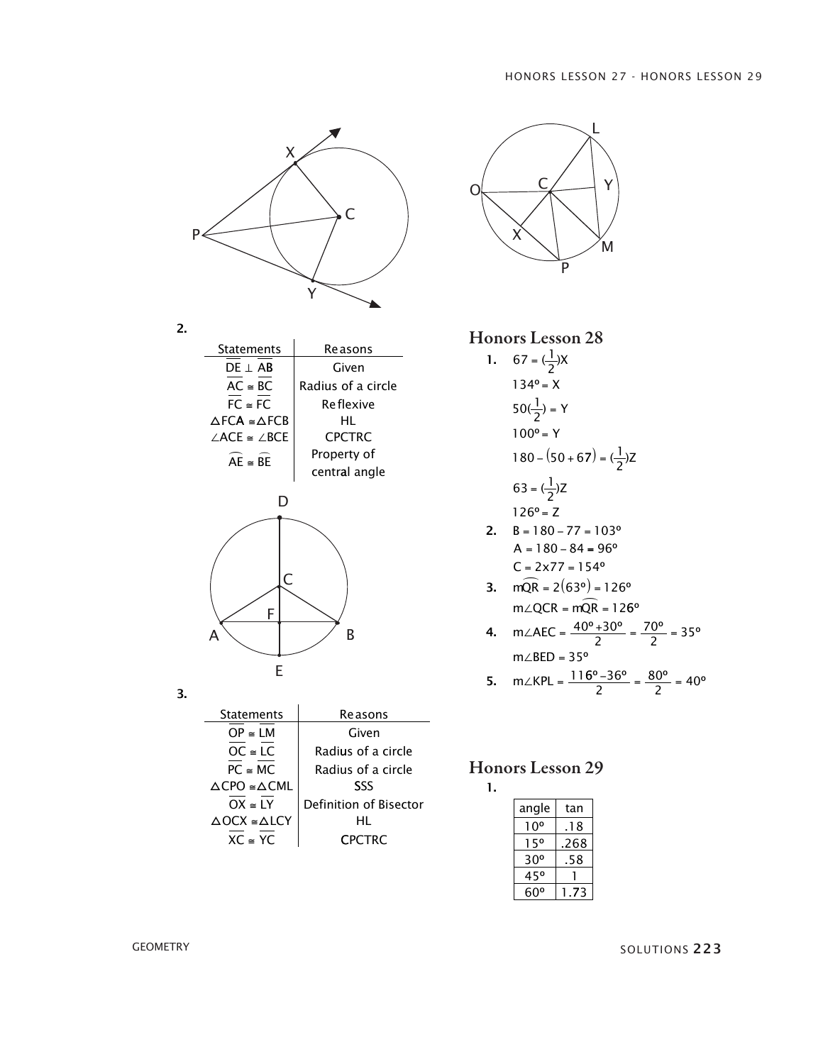2.

| Statements | Reasons |
|---|---|
| $\overline{DE} \perp \overline{AB}$ | Given |
| $\overline{AC} \cong \overline{BC}$ | Radius of a circle |
| $\overline{FC} \cong \overline{FC}$ | Reflexive |
| $\triangle FCA \cong \triangle FCB$ | HL |
| $\angle ACE \cong \angle BCE$ | CPCTRC |
| $\widehat{AE} \cong \widehat{BE}$ | Property of central angle |

3.

| Statements | Reasons |
|---|---|
| $\overline{OP} \cong \overline{LM}$ | Given |
| $\overline{OC} \cong \overline{LC}$ | Radius of a circle |
| $\overline{PC} \cong \overline{MC}$ | Radius of a circle |
| $\triangle CPO \cong \triangle CML$ | SSS |
| $\overline{OX} \cong \overline{LY}$ | Definition of Bisector |
| $\triangle OCX \cong \triangle LCY$ | HL |
| $\overline{XC} \cong \overline{YC}$ | CPCTRC |

## Honors Lesson 28

1. $67 = (\frac{1}{2})X$

   $134° = X$

   $50(\frac{1}{2}) = Y$

   $100° = Y$

   $180 - (50 + 67) = (\frac{1}{2})Z$

   $63 = (\frac{1}{2})Z$

   $126° = Z$

2. $B = 180 - 77 = 103°$

   $A = 180 - 84 = 96°$

   $C = 2x77 = 154°$

3. $m\widehat{QR} = 2(63°) = 126°$

   $m\angle QCR = m\widehat{QR} = 126°$

4. $m\angle AEC = \frac{40° + 30°}{2} = \frac{70°}{2} = 35°$

   $m\angle BED = 35°$

5. $m\angle KPL = \frac{116° - 36°}{2} = \frac{80°}{2} = 40°$

## Honors Lesson 29

1.

| angle | tan |
|---|---|
| 10° | .18 |
| 15° | .268 |
| 30° | .58 |
| 45° | 1 |
| 60° | 1.73 |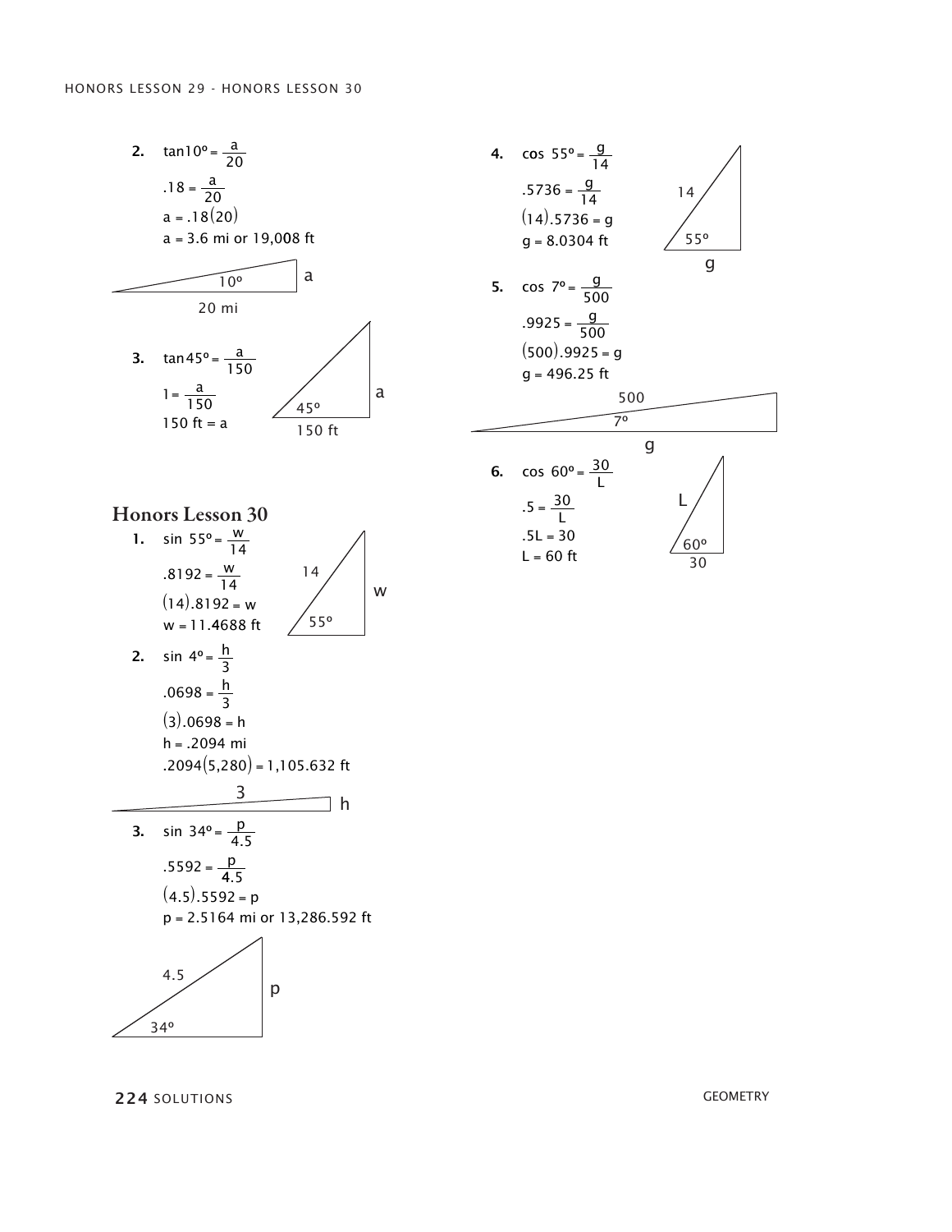2. $\tan 10^\circ = \frac{a}{20}$

$.18 = \frac{a}{20}$

$a = .18(20)$

$a = 3.6$ mi or 19,008 ft

10º

a

20 mi

3. $\tan 45^\circ = \frac{a}{150}$

$1 = \frac{a}{150}$

150 ft = a

45º

a

150 ft

## Honors Lesson 30

1. $\sin 55^\circ = \frac{w}{14}$

$.8192 = \frac{w}{14}$

$(14).8192 = w$

$w = 11.4688$ ft

14

w

55º

2. $\sin 4^\circ = \frac{h}{3}$

$.0698 = \frac{h}{3}$

$(3).0698 = h$

$h = .2094$ mi

$.2094(5{,}280) = 1{,}105.632$ ft

3

h

3. $\sin 34^\circ = \frac{p}{4.5}$

$.5592 = \frac{p}{4.5}$

$(4.5).5592 = p$

$p = 2.5164$ mi or 13,286.592 ft

4.5

p

34º

4. $\cos 55^\circ = \frac{g}{14}$

$.5736 = \frac{g}{14}$

$(14).5736 = g$

$g = 8.0304$ ft

14

55º

g

5. $\cos 7^\circ = \frac{g}{500}$

$.9925 = \frac{g}{500}$

$(500).9925 = g$

$g = 496.25$ ft

500

7º

g

6. $\cos 60^\circ = \frac{30}{L}$

$.5 = \frac{30}{L}$

$.5L = 30$

$L = 60$ ft

L

60º

30